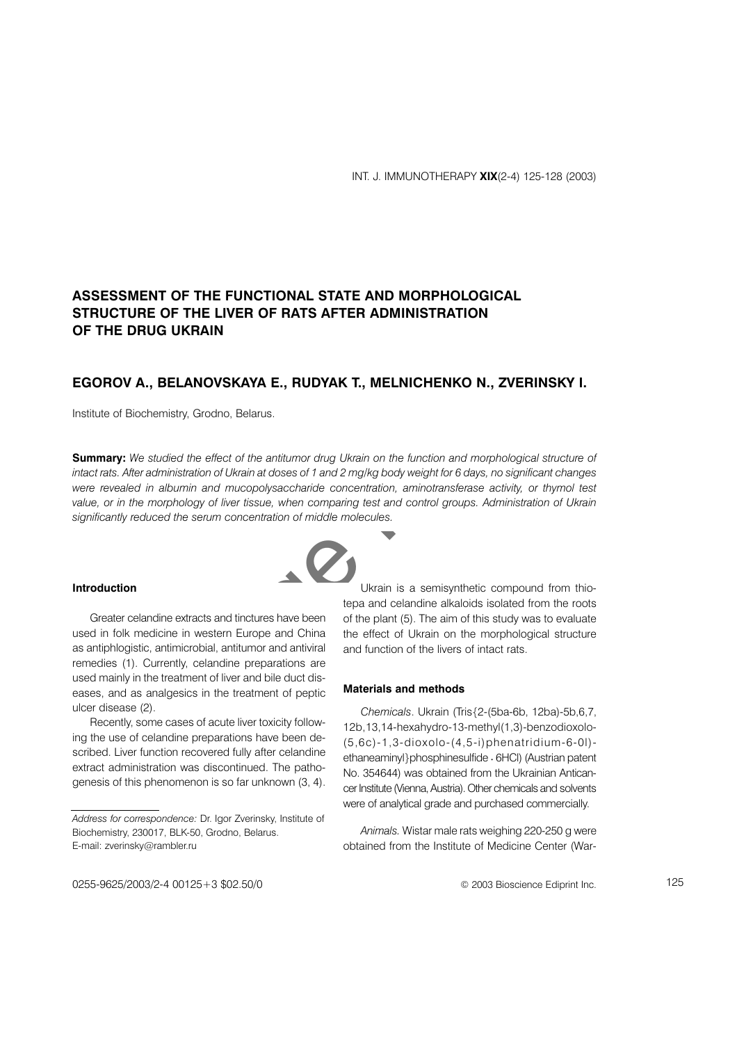# ASSESSMENT OF THE FUNCTIONAL STATE AND MORPHOLOGICAL STRUCTURE OF THE LIVER OF RATS AFTER ADMINISTRATION OF THE DRUG UKRAIN

## EGOROV A., BELANOVSKAYA E., RUDYAK T., MELNICHENKO N., ZVERINSKY I.

Institute of Biochemistry, Grodno, Belarus.

**Summary:** *We studied the effect of the antitumor drug Ukrain on the function and morphological structure of intact rats. After administration of Ukrain at doses of 1 and 2 mg/kg body weight for 6 days, no significant changes were revealed in albumin and mucopolysaccharide concentration, aminotransferase activity, or thymol test value, or in the morphology of liver tissue, when comparing test and control groups. Administration of Ukrain significantly reduced the serum concentration of middle molecules.*

### Introduction

Greater celandine extracts and tinctures have been used in folk medicine in western Europe and China as antiphlogistic, antimicrobial, antitumor and antiviral remedies (1). Currently, celandine preparations are used mainly in the treatment of liver and bile duct diseases, and as analgesics in the treatment of peptic ulcer disease (2).

Recently, some cases of acute liver toxicity following the use of celandine preparations have been described. Liver function recovered fully after celandine extract administration was discontinued. The pathogenesis of this phenomenon is so far unknown (3, 4).

Ukrain is a semisynthetic compound from thiotepa and celandine alkaloids isolated from the roots of the plant (5). The aim of this study was to evaluate the effect of Ukrain on the morphological structure and function of the livers of intact rats.

### Materials and methods

*Chemicals*. Ukrain (Tris{2-(5ba-6b, 12ba)-5b,6,7, 12b,13,14-hexahydro-13-methyl(1,3)-benzodioxolo-(5,6c)-1,3-dioxolo-(4,5-i)phenatridium-6-0l)-ethaneaminyl}phosphinesulfide • 6HCl) (Austrian patent No. 354644) was obtained from the Ukrainian Anticancer Institute (Vienna, Austria). Other chemicals and solvents were of analytical grade and purchased commercially.

*Animals.* Wistar male rats weighing 220-250 g were obtained from the Institute of Medicine Center (War-

*Address for correspondence:* Dr. Igor Zverinsky, Institute of Biochemistry, 230017, BLK-50, Grodno, Belarus.
E-mail: zverinsky@rambler.ru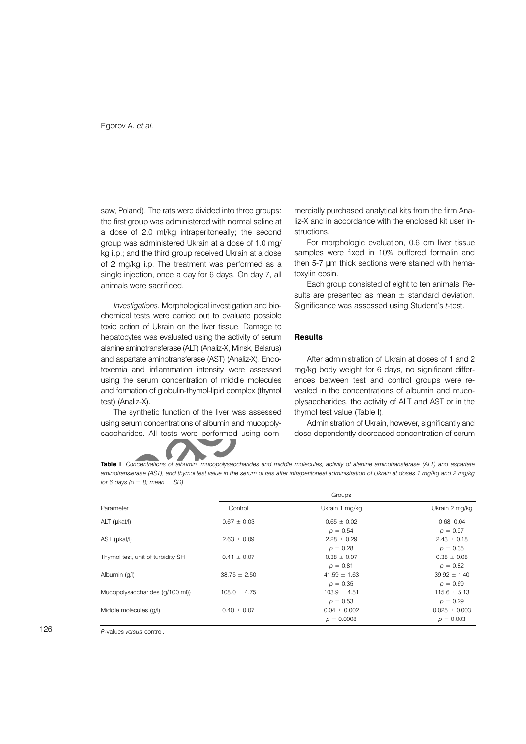saw, Poland). The rats were divided into three groups: the first group was administered with normal saline at a dose of 2.0 ml/kg intraperitoneally; the second group was administered Ukrain at a dose of 1.0 mg/kg i.p.; and the third group received Ukrain at a dose of 2 mg/kg i.p. The treatment was performed as a single injection, once a day for 6 days. On day 7, all animals were sacrificed.

*Investigations.* Morphological investigation and biochemical tests were carried out to evaluate possible toxic action of Ukrain on the liver tissue. Damage to hepatocytes was evaluated using the activity of serum alanine aminotransferase (ALT) (Analiz-X, Minsk, Belarus) and aspartate aminotransferase (AST) (Analiz-X). Endotoxemia and inflammation intensity were assessed using the serum concentration of middle molecules and formation of globulin-thymol-lipid complex (thymol test) (Analiz-X).

The synthetic function of the liver was assessed using serum concentrations of albumin and mucopolysaccharides. All tests were performed using commercially purchased analytical kits from the firm Analiz-X and in accordance with the enclosed kit user instructions.

For morphologic evaluation, 0.6 cm liver tissue samples were fixed in 10% buffered formalin and then 5-7 µm thick sections were stained with hematoxylin eosin.

Each group consisted of eight to ten animals. Results are presented as mean ± standard deviation. Significance was assessed using Student's *t*-test.

## Results

After administration of Ukrain at doses of 1 and 2 mg/kg body weight for 6 days, no significant differences between test and control groups were revealed in the concentrations of albumin and mucopolysaccharides, the activity of ALT and AST or in the thymol test value (Table I).

Administration of Ukrain, however, significantly and dose-dependently decreased concentration of serum

**Table I** *Concentrations of albumin, mucopolysaccharides and middle molecules, activity of alanine aminotransferase (ALT) and aspartate aminotransferase (AST), and thymol test value in the serum of rats after intraperitoneal administration of Ukrain at doses 1 mg/kg and 2 mg/kg for 6 days (n = 8; mean ± SD)*

| Parameter | Groups | | |
|---|---|---|---|
| | Control | Ukrain 1 mg/kg | Ukrain 2 mg/kg |
| ALT (µkat/l) | 0.67 ± 0.03 | 0.65 ± 0.02<br>$p = 0.54$ | 0.68 0.04<br>$p = 0.97$ |
| AST (µkat/l) | 2.63 ± 0.09 | 2.28 ± 0.29<br>$p = 0.28$ | 2.43 ± 0.18<br>$p = 0.35$ |
| Thymol test, unit of turbidity SH | 0.41 ± 0.07 | 0.38 ± 0.07<br>$p = 0.81$ | 0.38 ± 0.08<br>$p = 0.82$ |
| Albumin (g/l) | 38.75 ± 2.50 | 41.59 ± 1.63<br>$p = 0.35$ | 39.92 ± 1.40<br>$p = 0.69$ |
| Mucopolysaccharides (g/100 ml)) | 108.0 ± 4.75 | 103.9 ± 4.51<br>$p = 0.53$ | 115.6 ± 5.13<br>$p = 0.29$ |
| Middle molecules (g/l) | 0.40 ± 0.07 | 0.04 ± 0.002<br>$p = 0.0008$ | 0.025 ± 0.003<br>$p = 0.003$ |

*P*-values *versus* control.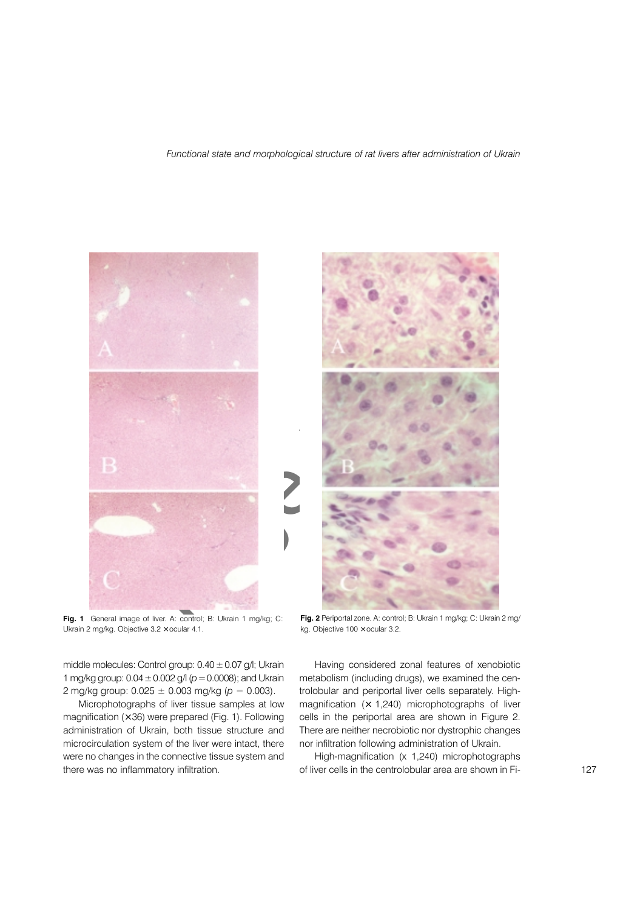Fig. 1 General image of liver. A: control; B: Ukrain 1 mg/kg; C: Ukrain 2 mg/kg. Objective 3.2 × ocular 4.1.

Fig. 2 Periportal zone. A: control; B: Ukrain 1 mg/kg; C: Ukrain 2 mg/kg. Objective 100 × ocular 3.2.

middle molecules: Control group: 0.40 ± 0.07 g/l; Ukrain 1 mg/kg group: 0.04 ± 0.002 g/l ($p = 0.0008$); and Ukrain 2 mg/kg group: 0.025 ± 0.003 mg/kg ($p = 0.003$).

Microphotographs of liver tissue samples at low magnification (×36) were prepared (Fig. 1). Following administration of Ukrain, both tissue structure and microcirculation system of the liver were intact, there were no changes in the connective tissue system and there was no inflammatory infiltration.

Having considered zonal features of xenobiotic metabolism (including drugs), we examined the centrolobular and periportal liver cells separately. High-magnification (× 1,240) microphotographs of liver cells in the periportal area are shown in Figure 2. There are neither necrobiotic nor dystrophic changes nor infiltration following administration of Ukrain.

High-magnification (x 1,240) microphotographs of liver cells in the centrolobular area are shown in Fi-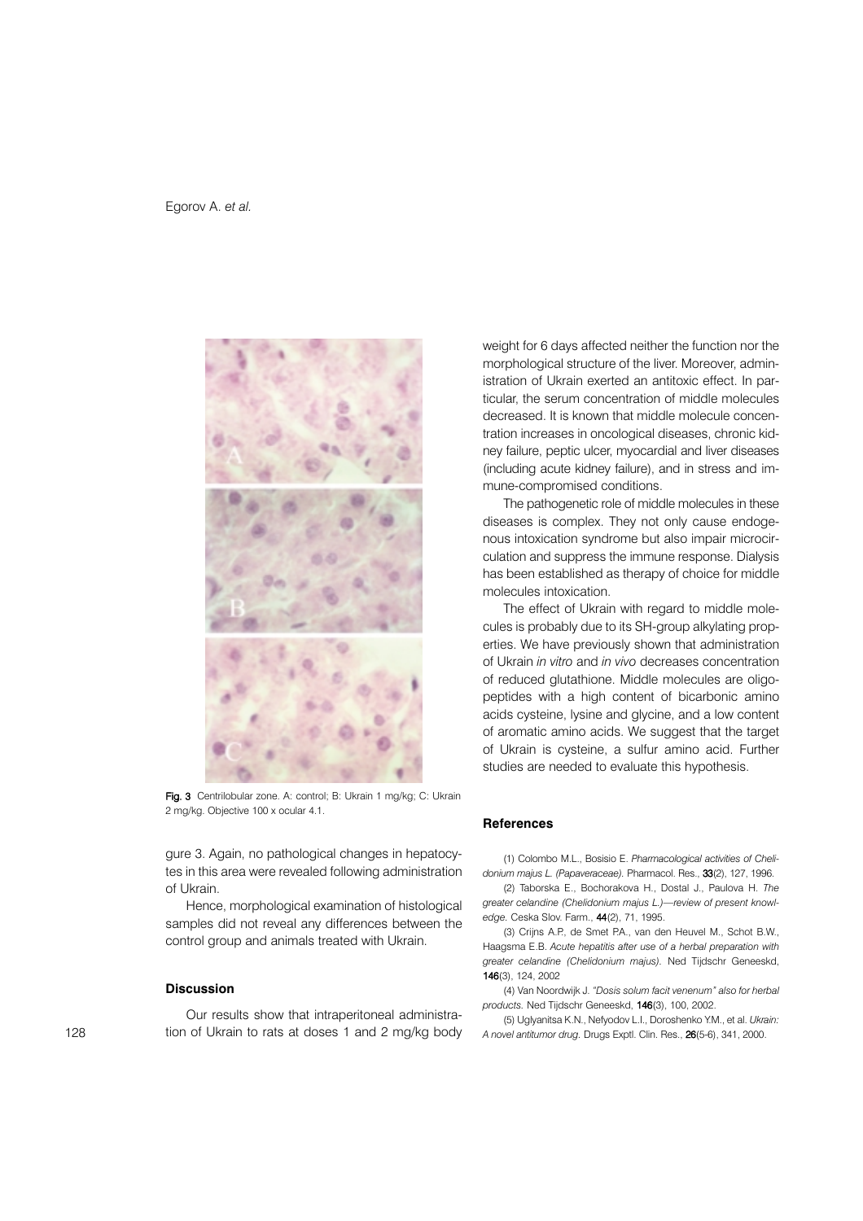Fig. 3 Centrilobular zone. A: control; B: Ukrain 1 mg/kg; C: Ukrain 2 mg/kg. Objective 100 x ocular 4.1.

gure 3. Again, no pathological changes in hepatocytes in this area were revealed following administration of Ukrain.

Hence, morphological examination of histological samples did not reveal any differences between the control group and animals treated with Ukrain.

### Discussion

Our results show that intraperitoneal administration of Ukrain to rats at doses 1 and 2 mg/kg body weight for 6 days affected neither the function nor the morphological structure of the liver. Moreover, administration of Ukrain exerted an antitoxic effect. In particular, the serum concentration of middle molecules decreased. It is known that middle molecule concentration increases in oncological diseases, chronic kidney failure, peptic ulcer, myocardial and liver diseases (including acute kidney failure), and in stress and immune-compromised conditions.

The pathogenetic role of middle molecules in these diseases is complex. They not only cause endogenous intoxication syndrome but also impair microcirculation and suppress the immune response. Dialysis has been established as therapy of choice for middle molecules intoxication.

The effect of Ukrain with regard to middle molecules is probably due to its SH-group alkylating properties. We have previously shown that administration of Ukrain *in vitro* and *in vivo* decreases concentration of reduced glutathione. Middle molecules are oligopeptides with a high content of bicarbonic amino acids cysteine, lysine and glycine, and a low content of aromatic amino acids. We suggest that the target of Ukrain is cysteine, a sulfur amino acid. Further studies are needed to evaluate this hypothesis.

### References

(1) Colombo M.L., Bosisio E. *Pharmacological activities of Chelidonium majus L. (Papaveraceae).* Pharmacol. Res., **33**(2), 127, 1996.

(2) Taborska E., Bochorakova H., Dostal J., Paulova H. *The greater celandine (Chelidonium majus L.)—review of present knowledge.* Ceska Slov. Farm., **44**(2), 71, 1995.

(3) Crijns A.P., de Smet P.A., van den Heuvel M., Schot B.W., Haagsma E.B. *Acute hepatitis after use of a herbal preparation with greater celandine (Chelidonium majus).* Ned Tijdschr Geneeskd, **146**(3), 124, 2002

(4) Van Noordwijk J. *"Dosis solum facit venenum" also for herbal products.* Ned Tijdschr Geneeskd, **146**(3), 100, 2002.

(5) Uglyanitsa K.N., Nefyodov L.I., Doroshenko Y.M., et al. *Ukrain: A novel antitumor drug.* Drugs Exptl. Clin. Res., **26**(5-6), 341, 2000.